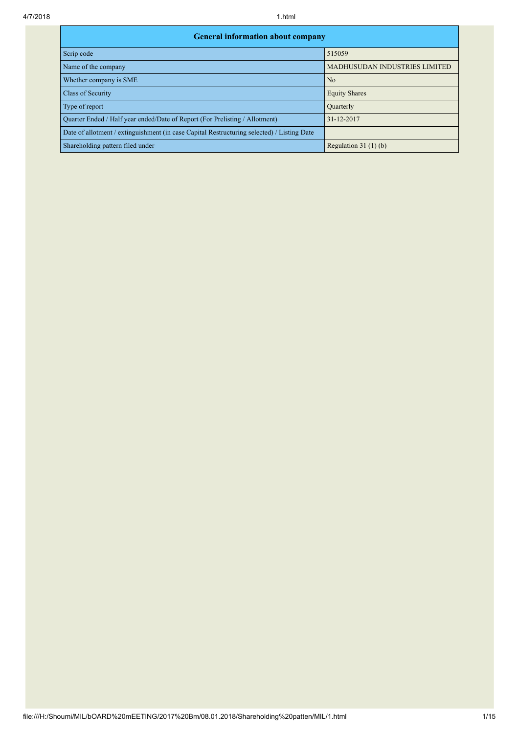| General information about company | |
|---|---|
| Scrip code | 515059 |
| Name of the company | MADHUSUDAN INDUSTRIES LIMITED |
| Whether company is SME | No |
| Class of Security | Equity Shares |
| Type of report | Quarterly |
| Quarter Ended / Half year ended/Date of Report (For Prelisting / Allotment) | 31-12-2017 |
| Date of allotment / extinguishment (in case Capital Restructuring selected) / Listing Date | |
| Shareholding pattern filed under | Regulation 31 (1) (b) |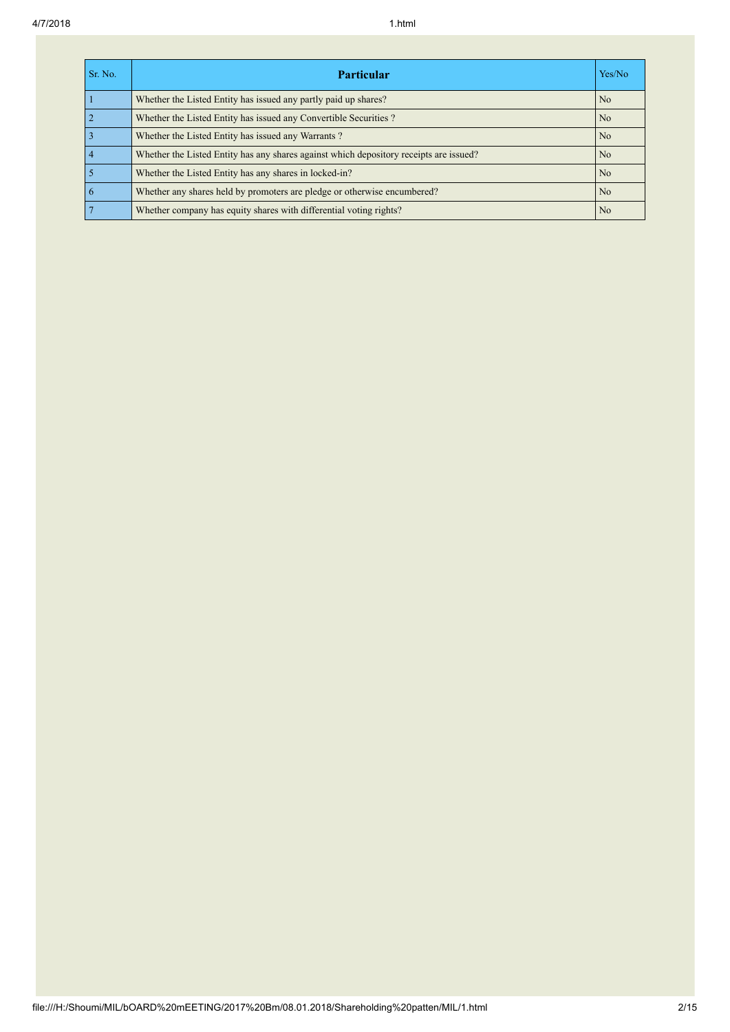| Sr. No. | Particular | Yes/No |
|---|---|---|
| 1 | Whether the Listed Entity has issued any partly paid up shares? | No |
| 2 | Whether the Listed Entity has issued any Convertible Securities ? | No |
| 3 | Whether the Listed Entity has issued any Warrants ? | No |
| 4 | Whether the Listed Entity has any shares against which depository receipts are issued? | No |
| 5 | Whether the Listed Entity has any shares in locked-in? | No |
| 6 | Whether any shares held by promoters are pledge or otherwise encumbered? | No |
| 7 | Whether company has equity shares with differential voting rights? | No |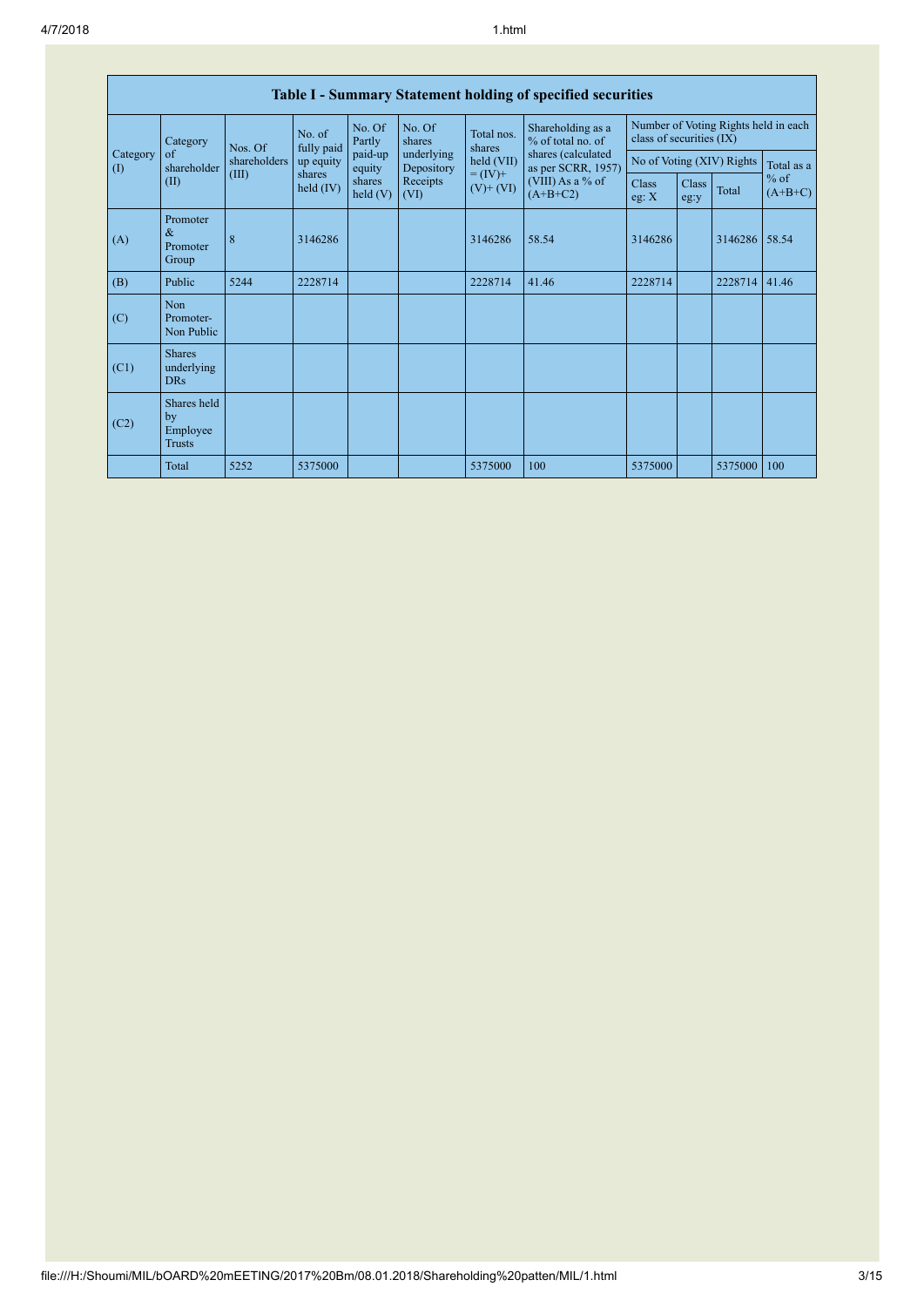| Table I - Summary Statement holding of specified securities | | | | | | | | | | | | |
|---|---|---|---|---|---|---|---|---|---|---|---|---|
| Category (I) | Category of shareholder (II) | Nos. Of shareholders (III) | No. of fully paid up equity shares held (IV) | No. Of Partly paid-up equity shares held (V) | No. Of shares underlying Depository Receipts (VI) | Total nos. shares held (VII) = (IV)+ (V)+ (VI) | Shareholding as a % of total no. of shares (calculated as per SCRR, 1957) (VIII) As a % of (A+B+C2) | Number of Voting Rights held in each class of securities (IX) | | | |
| | | | | | | | | No of Voting (XIV) Rights | | | Total as a % of (A+B+C) |
| | | | | | | | | Class eg: X | Class eg:y | Total | |
| (A) | Promoter & Promoter Group | 8 | 3146286 | | | 3146286 | 58.54 | 3146286 | | 3146286 | 58.54 |
| (B) | Public | 5244 | 2228714 | | | 2228714 | 41.46 | 2228714 | | 2228714 | 41.46 |
| (C) | Non Promoter- Non Public | | | | | | | | | | |
| (C1) | Shares underlying DRs | | | | | | | | | | |
| (C2) | Shares held by Employee Trusts | | | | | | | | | | |
| | Total | 5252 | 5375000 | | | 5375000 | 100 | 5375000 | | 5375000 | 100 |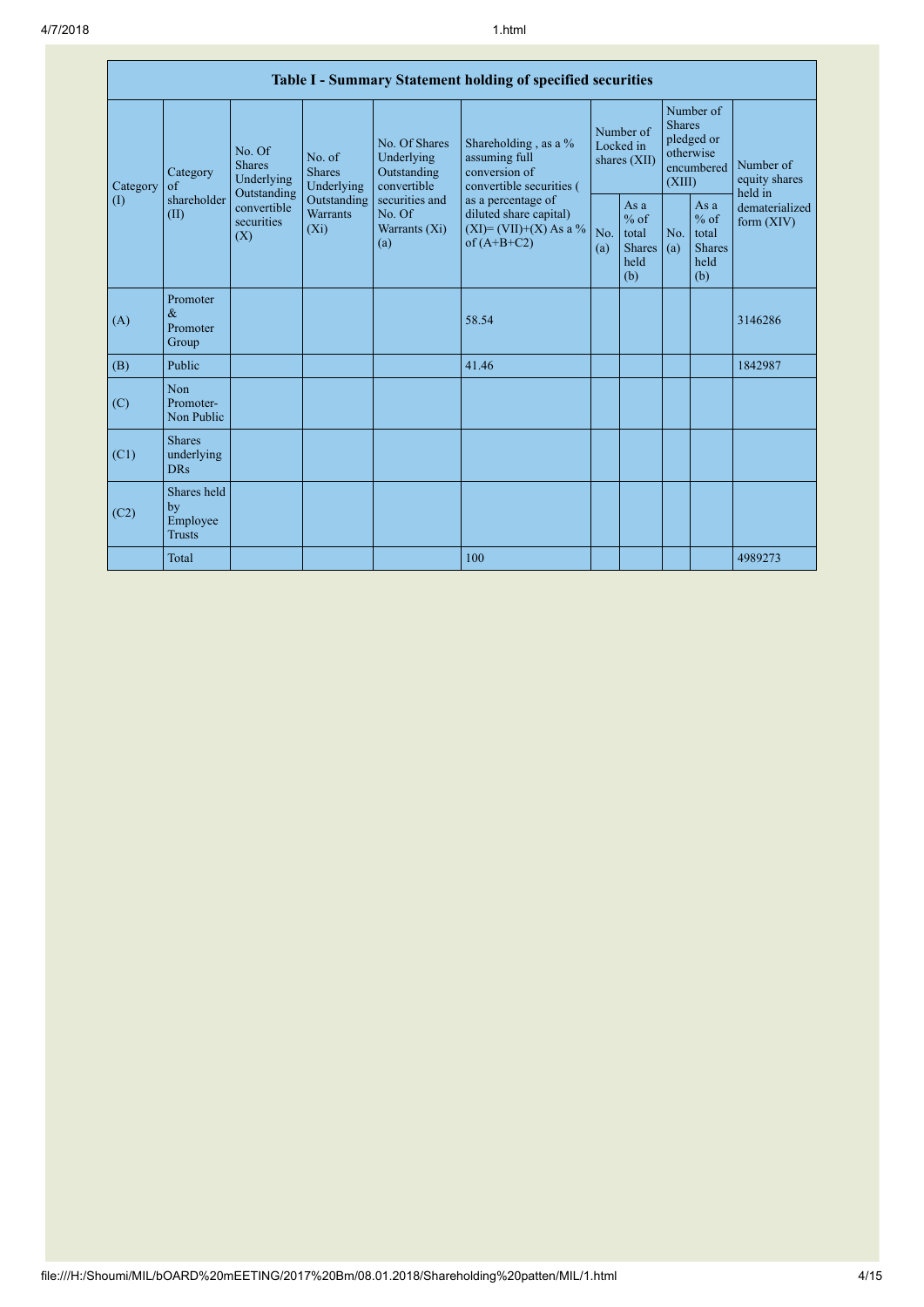| Table I - Summary Statement holding of specified securities | | | | | | | | | | | |
|---|---|---|---|---|---|---|---|---|---|---|---|
| Category (I) | Category of shareholder (II) | No. Of Shares Underlying Outstanding convertible securities (X) | No. of Shares Underlying Outstanding Warrants (Xi) | No. Of Shares Underlying Outstanding convertible securities and No. Of Warrants (Xi) (a) | Shareholding , as a % assuming full conversion of convertible securities ( as a percentage of diluted share capital) (XI)= (VII)+(X) As a % of (A+B+C2) | Number of Locked in shares (XII) | | Number of Shares pledged or otherwise encumbered (XIII) | | Number of equity shares held in dematerialized form (XIV) |
| | | | | | | No. (a) | As a % of total Shares held (b) | No. (a) | As a % of total Shares held (b) | |
| (A) | Promoter & Promoter Group | | | | 58.54 | | | | | 3146286 |
| (B) | Public | | | | 41.46 | | | | | 1842987 |
| (C) | Non Promoter- Non Public | | | | | | | | | |
| (C1) | Shares underlying DRs | | | | | | | | | |
| (C2) | Shares held by Employee Trusts | | | | | | | | | |
| | Total | | | | 100 | | | | | 4989273 |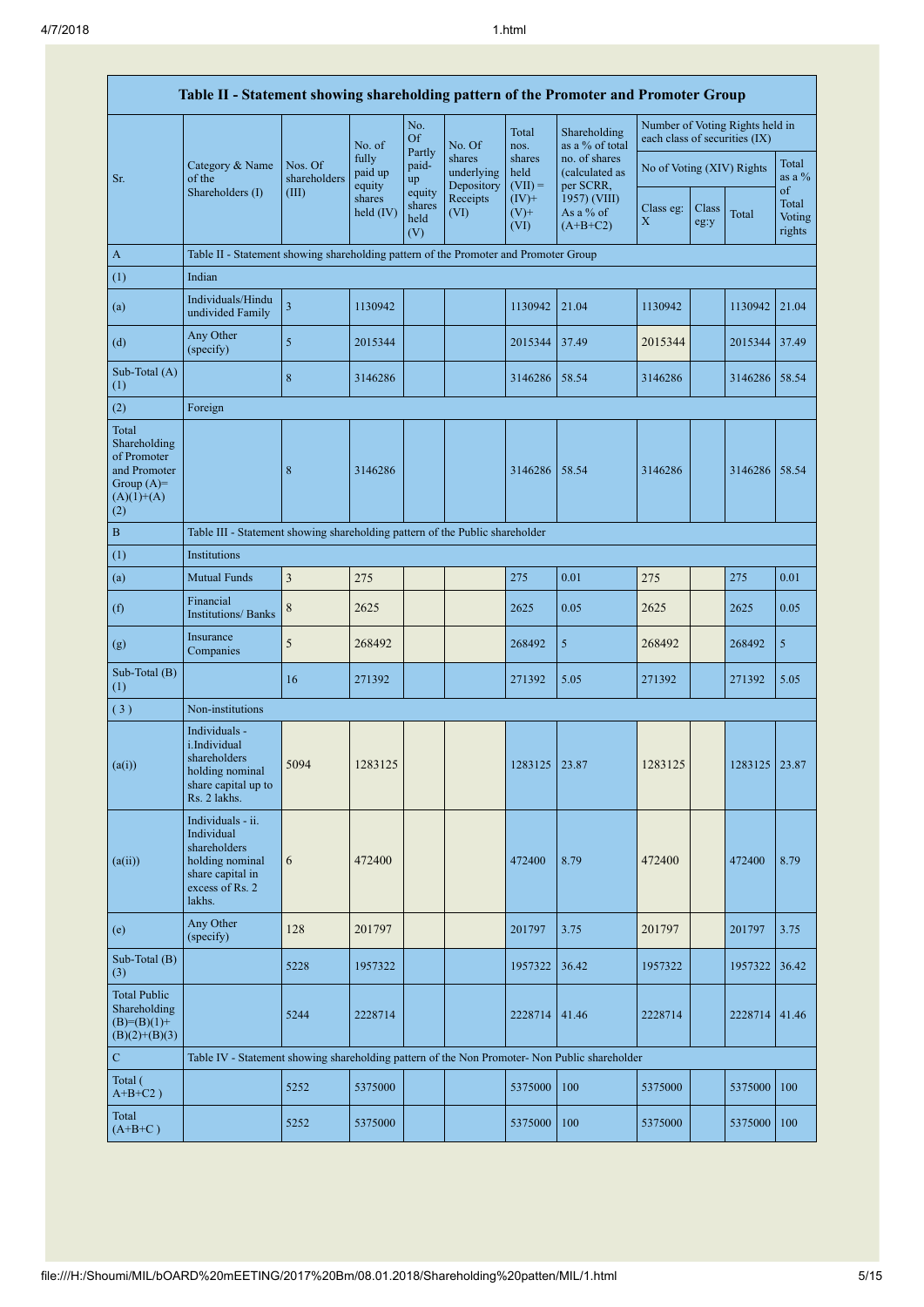## Table II - Statement showing shareholding pattern of the Promoter and Promoter Group

| Sr. | Category & Name of the Shareholders (I) | Nos. Of shareholders (III) | No. of fully paid up equity shares held (IV) | No. Of Partly paid-up equity shares held (V) | No. Of shares underlying Depository Receipts (VI) | Total nos. shares held (VII) = (IV)+(V)+(VI) | Shareholding as a % of total no. of shares (calculated as per SCRR, 1957) (VIII) As a % of (A+B+C2) | Number of Voting Rights held in each class of securities (IX) | | | |
|---|---|---|---|---|---|---|---|---|---|---|---|
| | | | | | | | | No of Voting (XIV) Rights | | | Total as a % of Total Voting rights |
| | | | | | | | | Class eg: X | Class eg:y | Total | |
| A | Table II - Statement showing shareholding pattern of the Promoter and Promoter Group | | | | | | | | | | |
| (1) | Indian | | | | | | | | | | |
| (a) | Individuals/Hindu undivided Family | 3 | 1130942 | | | 1130942 | 21.04 | 1130942 | | 1130942 | 21.04 |
| (d) | Any Other (specify) | 5 | 2015344 | | | 2015344 | 37.49 | 2015344 | | 2015344 | 37.49 |
| Sub-Total (A) (1) | | 8 | 3146286 | | | 3146286 | 58.54 | 3146286 | | 3146286 | 58.54 |
| (2) | Foreign | | | | | | | | | | |
| Total Shareholding of Promoter and Promoter Group (A)=(A)(1)+(A)(2) | | 8 | 3146286 | | | 3146286 | 58.54 | 3146286 | | 3146286 | 58.54 |
| B | Table III - Statement showing shareholding pattern of the Public shareholder | | | | | | | | | | |
| (1) | Institutions | | | | | | | | | | |
| (a) | Mutual Funds | 3 | 275 | | | 275 | 0.01 | 275 | | 275 | 0.01 |
| (f) | Financial Institutions/ Banks | 8 | 2625 | | | 2625 | 0.05 | 2625 | | 2625 | 0.05 |
| (g) | Insurance Companies | 5 | 268492 | | | 268492 | 5 | 268492 | | 268492 | 5 |
| Sub-Total (B) (1) | | 16 | 271392 | | | 271392 | 5.05 | 271392 | | 271392 | 5.05 |
| (3) | Non-institutions | | | | | | | | | | |
| (a(i)) | Individuals - i.Individual shareholders holding nominal share capital up to Rs. 2 lakhs. | 5094 | 1283125 | | | 1283125 | 23.87 | 1283125 | | 1283125 | 23.87 |
| (a(ii)) | Individuals - ii. Individual shareholders holding nominal share capital in excess of Rs. 2 lakhs. | 6 | 472400 | | | 472400 | 8.79 | 472400 | | 472400 | 8.79 |
| (e) | Any Other (specify) | 128 | 201797 | | | 201797 | 3.75 | 201797 | | 201797 | 3.75 |
| Sub-Total (B) (3) | | 5228 | 1957322 | | | 1957322 | 36.42 | 1957322 | | 1957322 | 36.42 |
| Total Public Shareholding (B)=(B)(1)+(B)(2)+(B)(3) | | 5244 | 2228714 | | | 2228714 | 41.46 | 2228714 | | 2228714 | 41.46 |
| C | Table IV - Statement showing shareholding pattern of the Non Promoter- Non Public shareholder | | | | | | | | | | |
| Total ( A+B+C2 ) | | 5252 | 5375000 | | | 5375000 | 100 | 5375000 | | 5375000 | 100 |
| Total (A+B+C ) | | 5252 | 5375000 | | | 5375000 | 100 | 5375000 | | 5375000 | 100 |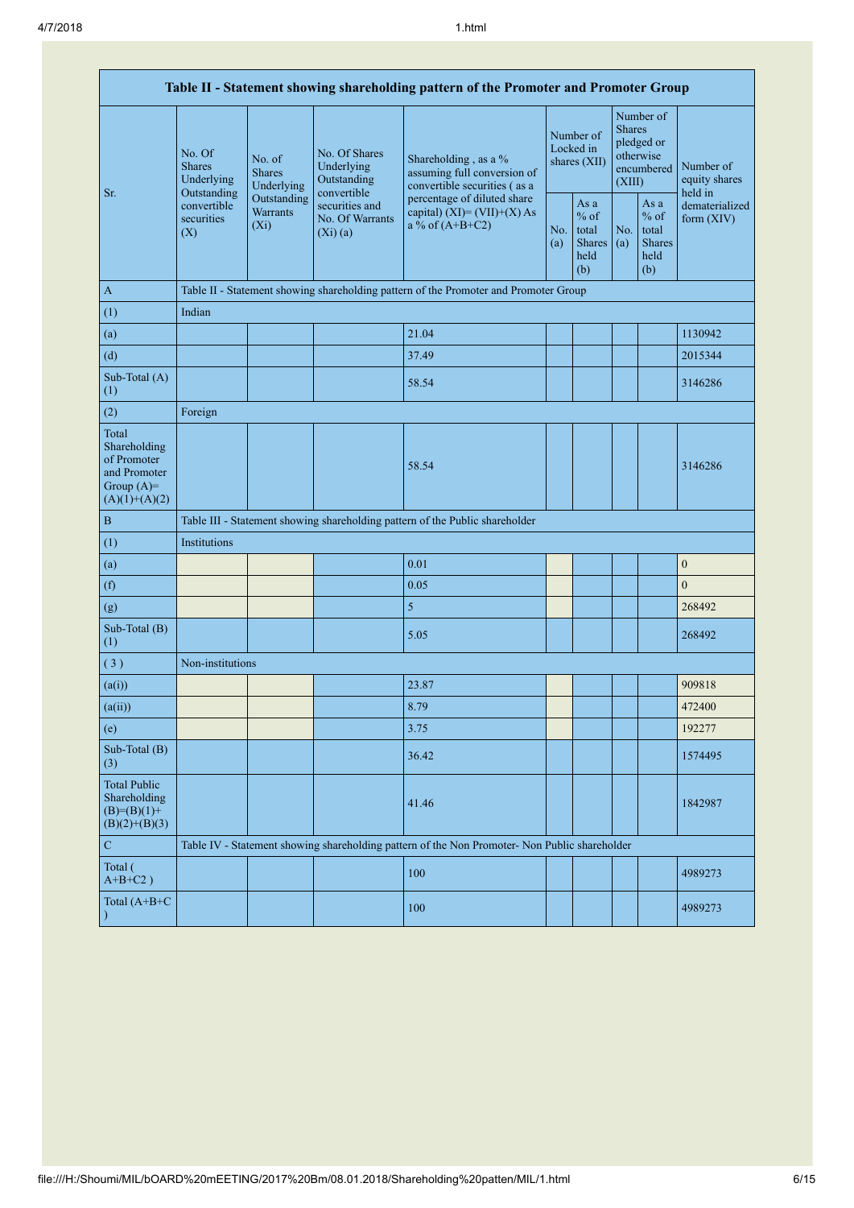| Table II - Statement showing shareholding pattern of the Promoter and Promoter Group | | | | | | | | | |
|---|---|---|---|---|---|---|---|---|---|
| Sr. | No. Of Shares Underlying Outstanding convertible securities (X) | No. of Shares Underlying Outstanding Warrants (Xi) | No. Of Shares Underlying Outstanding convertible securities and No. Of Warrants (Xi) (a) | Shareholding , as a % assuming full conversion of convertible securities ( as a percentage of diluted share capital) (XI)= (VII)+(X) As a % of (A+B+C2) | Number of Locked in shares (XII) | | Number of Shares pledged or otherwise encumbered (XIII) | | Number of equity shares held in dematerialized form (XIV) |
| | | | | | No. (a) | As a % of total Shares held (b) | No. (a) | As a % of total Shares held (b) | |
| A | Table II - Statement showing shareholding pattern of the Promoter and Promoter Group | | | | | | | | |
| (1) | Indian | | | | | | | | |
| (a) | | | | 21.04 | | | | | 1130942 |
| (d) | | | | 37.49 | | | | | 2015344 |
| Sub-Total (A) (1) | | | | 58.54 | | | | | 3146286 |
| (2) | Foreign | | | | | | | | |
| Total Shareholding of Promoter and Promoter Group (A)=(A)(1)+(A)(2) | | | | 58.54 | | | | | 3146286 |
| B | Table III - Statement showing shareholding pattern of the Public shareholder | | | | | | | | |
| (1) | Institutions | | | | | | | | |
| (a) | | | | 0.01 | | | | | 0 |
| (f) | | | | 0.05 | | | | | 0 |
| (g) | | | | 5 | | | | | 268492 |
| Sub-Total (B) (1) | | | | 5.05 | | | | | 268492 |
| ( 3 ) | Non-institutions | | | | | | | | |
| (a(i)) | | | | 23.87 | | | | | 909818 |
| (a(ii)) | | | | 8.79 | | | | | 472400 |
| (e) | | | | 3.75 | | | | | 192277 |
| Sub-Total (B) (3) | | | | 36.42 | | | | | 1574495 |
| Total Public Shareholding (B)=(B)(1)+(B)(2)+(B)(3) | | | | 41.46 | | | | | 1842987 |
| C | Table IV - Statement showing shareholding pattern of the Non Promoter- Non Public shareholder | | | | | | | | |
| Total ( A+B+C2 ) | | | | 100 | | | | | 4989273 |
| Total (A+B+C ) | | | | 100 | | | | | 4989273 |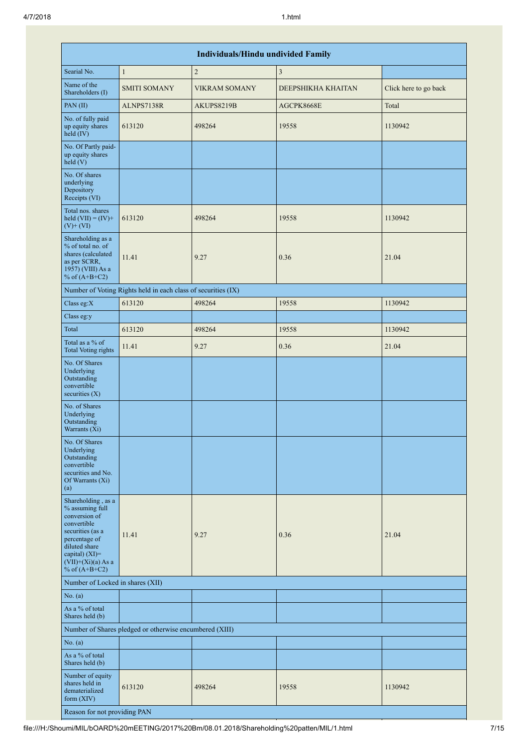| Individuals/Hindu undivided Family | | | | |
|---|---|---|---|---|
| Searial No. | 1 | 2 | 3 | |
| Name of the Shareholders (I) | SMITI SOMANY | VIKRAM SOMANY | DEEPSHIKHA KHAITAN | Click here to go back |
| PAN (II) | ALNPS7138R | AKUPS8219B | AGCPK8668E | Total |
| No. of fully paid up equity shares held (IV) | 613120 | 498264 | 19558 | 1130942 |
| No. Of Partly paid-up equity shares held (V) | | | | |
| No. Of shares underlying Depository Receipts (VI) | | | | |
| Total nos. shares held (VII) = (IV)+(V)+ (VI) | 613120 | 498264 | 19558 | 1130942 |
| Shareholding as a % of total no. of shares (calculated as per SCRR, 1957) (VIII) As a % of (A+B+C2) | 11.41 | 9.27 | 0.36 | 21.04 |
| Number of Voting Rights held in each class of securities (IX) | | | | |
| Class eg:X | 613120 | 498264 | 19558 | 1130942 |
| Class eg:y | | | | |
| Total | 613120 | 498264 | 19558 | 1130942 |
| Total as a % of Total Voting rights | 11.41 | 9.27 | 0.36 | 21.04 |
| No. Of Shares Underlying Outstanding convertible securities (X) | | | | |
| No. of Shares Underlying Outstanding Warrants (Xi) | | | | |
| No. Of Shares Underlying Outstanding convertible securities and No. Of Warrants (Xi) (a) | | | | |
| Shareholding , as a % assuming full conversion of convertible securities (as a percentage of diluted share capital) (XI)= (VII)+(Xi)(a) As a % of (A+B+C2) | 11.41 | 9.27 | 0.36 | 21.04 |
| Number of Locked in shares (XII) | | | | |
| No. (a) | | | | |
| As a % of total Shares held (b) | | | | |
| Number of Shares pledged or otherwise encumbered (XIII) | | | | |
| No. (a) | | | | |
| As a % of total Shares held (b) | | | | |
| Number of equity shares held in dematerialized form (XIV) | 613120 | 498264 | 19558 | 1130942 |
| Reason for not providing PAN | | | | |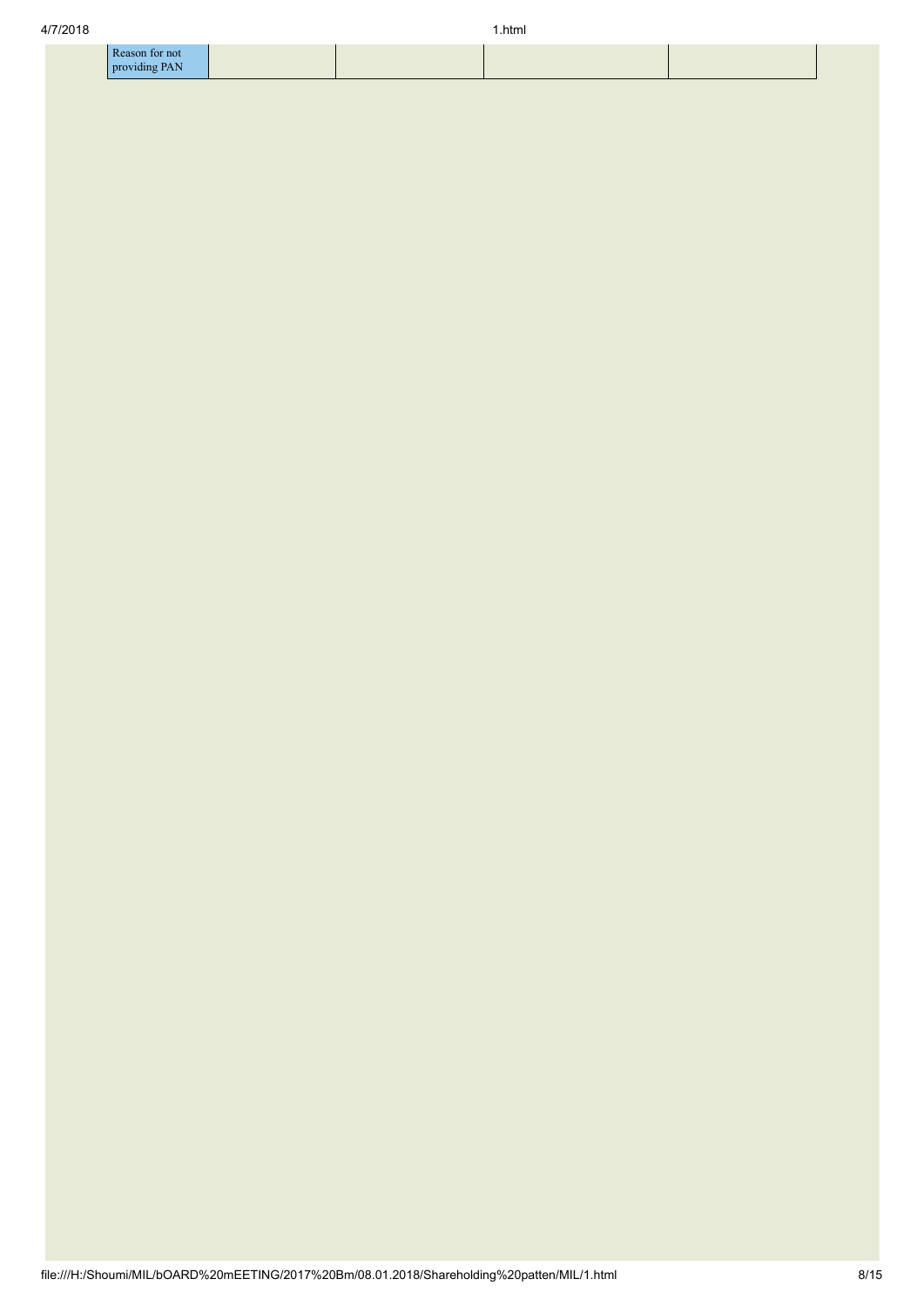| Reason for not providing PAN | | | | |
|---|---|---|---|---|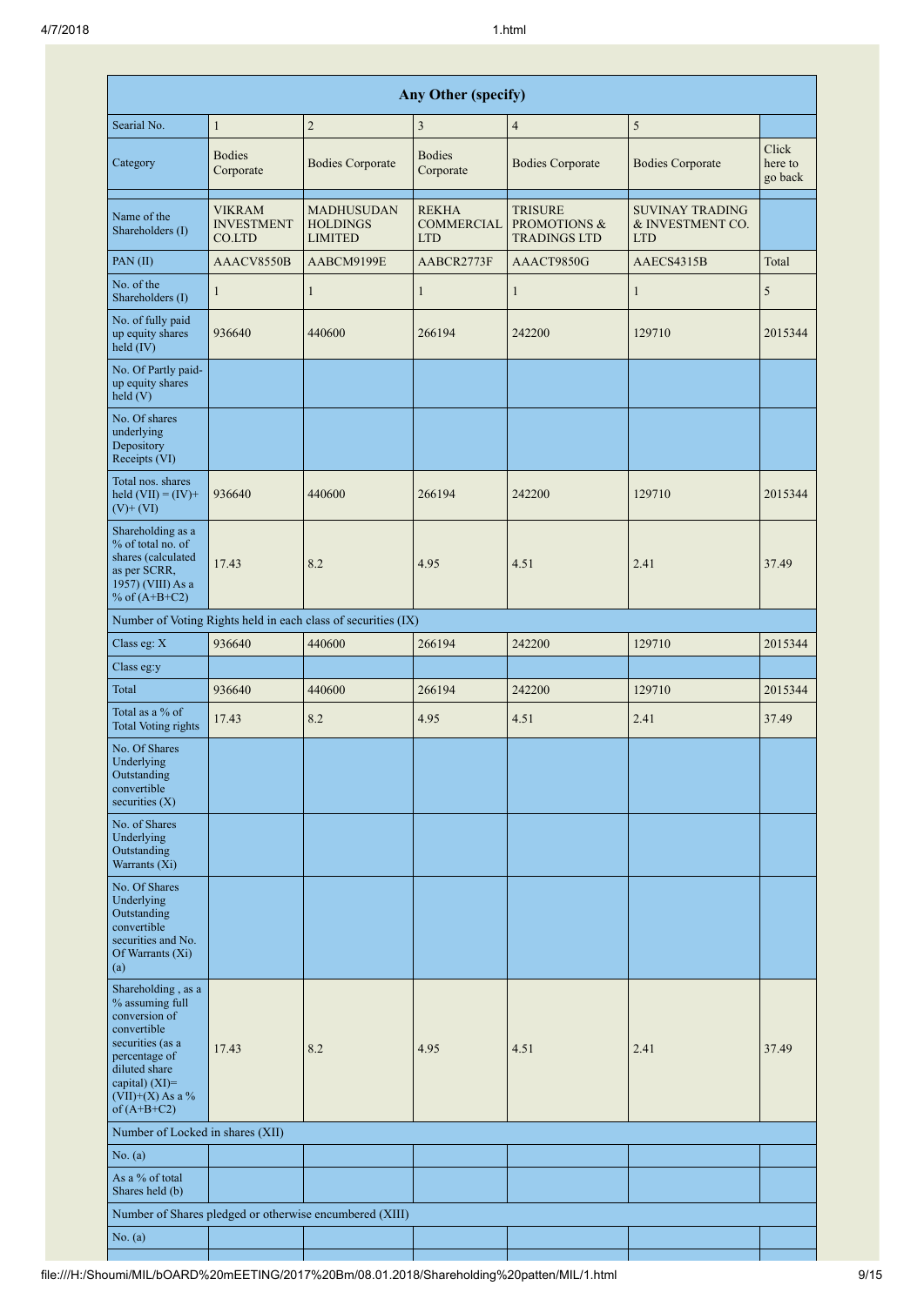| Any Other (specify) | | | | | | |
|---|---|---|---|---|---|---|
| Searial No. | 1 | 2 | 3 | 4 | 5 | |
| Category | Bodies Corporate | Bodies Corporate | Bodies Corporate | Bodies Corporate | Bodies Corporate | Click here to go back |
| | | | | | | |
| Name of the Shareholders (I) | VIKRAM INVESTMENT CO.LTD | MADHUSUDAN HOLDINGS LIMITED | REKHA COMMERCIAL LTD | TRISURE PROMOTIONS & TRADINGS LTD | SUVINAY TRADING & INVESTMENT CO. LTD | |
| PAN (II) | AAACV8550B | AABCM9199E | AABCR2773F | AAACT9850G | AAECS4315B | Total |
| No. of the Shareholders (I) | 1 | 1 | 1 | 1 | 1 | 5 |
| No. of fully paid up equity shares held (IV) | 936640 | 440600 | 266194 | 242200 | 129710 | 2015344 |
| No. Of Partly paid-up equity shares held (V) | | | | | | |
| No. Of shares underlying Depository Receipts (VI) | | | | | | |
| Total nos. shares held (VII) = (IV)+(V)+ (VI) | 936640 | 440600 | 266194 | 242200 | 129710 | 2015344 |
| Shareholding as a % of total no. of shares (calculated as per SCRR, 1957) (VIII) As a % of (A+B+C2) | 17.43 | 8.2 | 4.95 | 4.51 | 2.41 | 37.49 |
| Number of Voting Rights held in each class of securities (IX) | | | | | | |
| Class eg: X | 936640 | 440600 | 266194 | 242200 | 129710 | 2015344 |
| Class eg:y | | | | | | |
| Total | 936640 | 440600 | 266194 | 242200 | 129710 | 2015344 |
| Total as a % of Total Voting rights | 17.43 | 8.2 | 4.95 | 4.51 | 2.41 | 37.49 |
| No. Of Shares Underlying Outstanding convertible securities (X) | | | | | | |
| No. of Shares Underlying Outstanding Warrants (Xi) | | | | | | |
| No. Of Shares Underlying Outstanding convertible securities and No. Of Warrants (Xi) (a) | | | | | | |
| Shareholding , as a % assuming full conversion of convertible securities (as a percentage of diluted share capital) (XI)= (VII)+(X) As a % of (A+B+C2) | 17.43 | 8.2 | 4.95 | 4.51 | 2.41 | 37.49 |
| Number of Locked in shares (XII) | | | | | | |
| No. (a) | | | | | | |
| As a % of total Shares held (b) | | | | | | |
| Number of Shares pledged or otherwise encumbered (XIII) | | | | | | |
| No. (a) | | | | | | |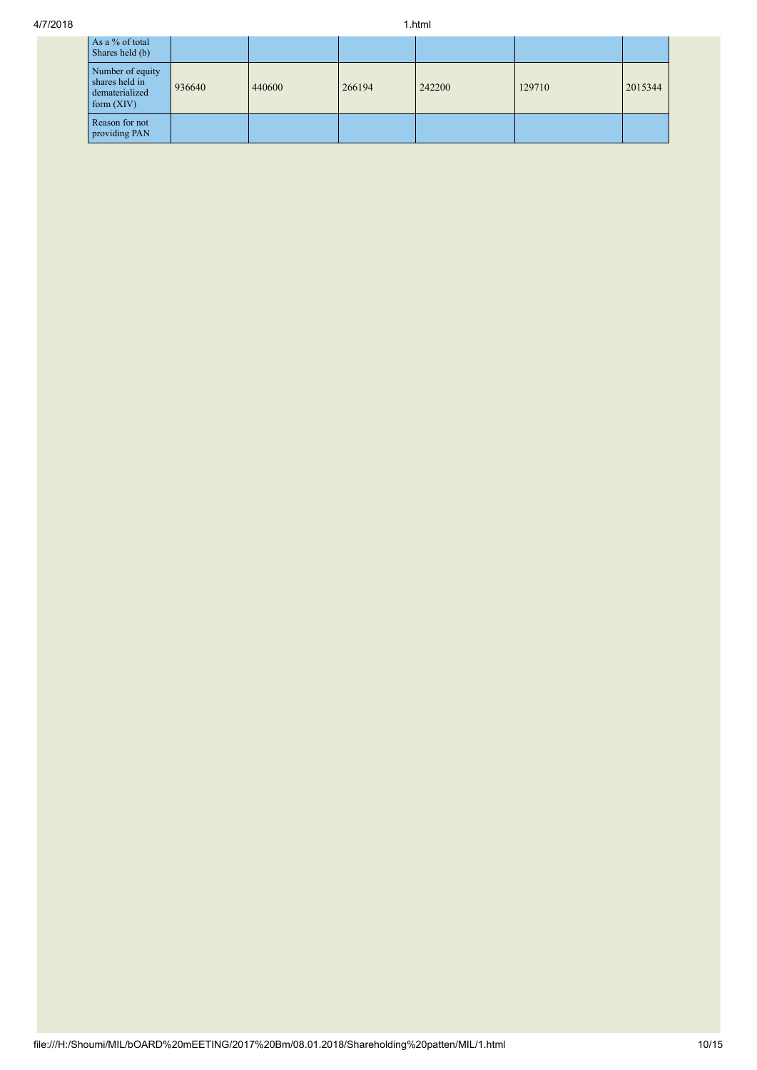| | | | | | | |
|---|---|---|---|---|---|---|
| As a % of total Shares held (b) | | | | | | |
| Number of equity shares held in dematerialized form (XIV) | 936640 | 440600 | 266194 | 242200 | 129710 | 2015344 |
| Reason for not providing PAN | | | | | | |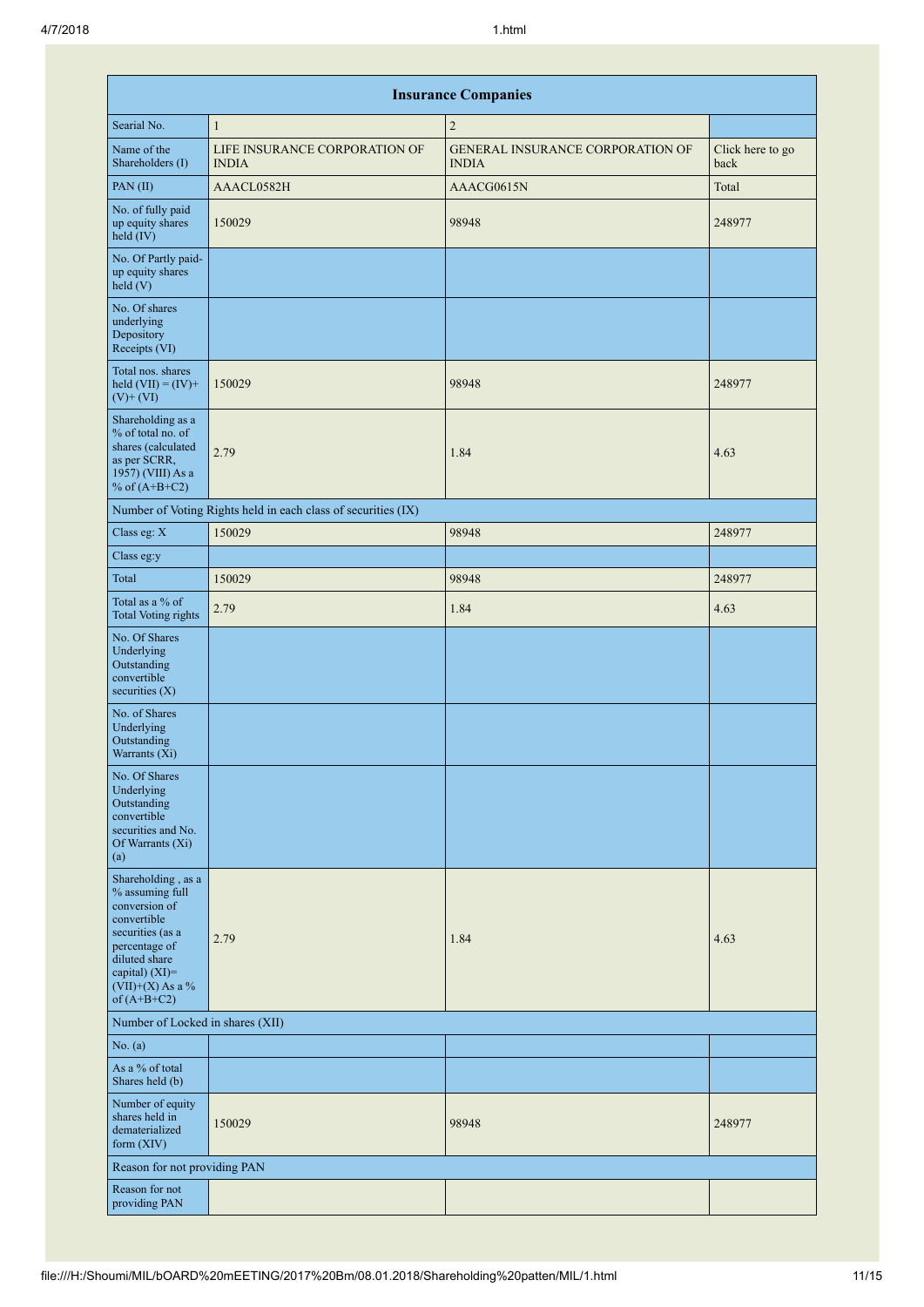| Insurance Companies | | | |
|---|---|---|---|
| Searial No. | 1 | 2 | |
| Name of the Shareholders (I) | LIFE INSURANCE CORPORATION OF INDIA | GENERAL INSURANCE CORPORATION OF INDIA | Click here to go back |
| PAN (II) | AAACL0582H | AAACG0615N | Total |
| No. of fully paid up equity shares held (IV) | 150029 | 98948 | 248977 |
| No. Of Partly paid-up equity shares held (V) | | | |
| No. Of shares underlying Depository Receipts (VI) | | | |
| Total nos. shares held (VII) = (IV)+ (V)+ (VI) | 150029 | 98948 | 248977 |
| Shareholding as a % of total no. of shares (calculated as per SCRR, 1957) (VIII) As a % of (A+B+C2) | 2.79 | 1.84 | 4.63 |
| Number of Voting Rights held in each class of securities (IX) | | | |
| Class eg: X | 150029 | 98948 | 248977 |
| Class eg:y | | | |
| Total | 150029 | 98948 | 248977 |
| Total as a % of Total Voting rights | 2.79 | 1.84 | 4.63 |
| No. Of Shares Underlying Outstanding convertible securities (X) | | | |
| No. of Shares Underlying Outstanding Warrants (Xi) | | | |
| No. Of Shares Underlying Outstanding convertible securities and No. Of Warrants (Xi) (a) | | | |
| Shareholding , as a % assuming full conversion of convertible securities (as a percentage of diluted share capital) (XI)= (VII)+(X) As a % of (A+B+C2) | 2.79 | 1.84 | 4.63 |
| Number of Locked in shares (XII) | | | |
| No. (a) | | | |
| As a % of total Shares held (b) | | | |
| Number of equity shares held in dematerialized form (XIV) | 150029 | 98948 | 248977 |
| Reason for not providing PAN | | | |
| Reason for not providing PAN | | | |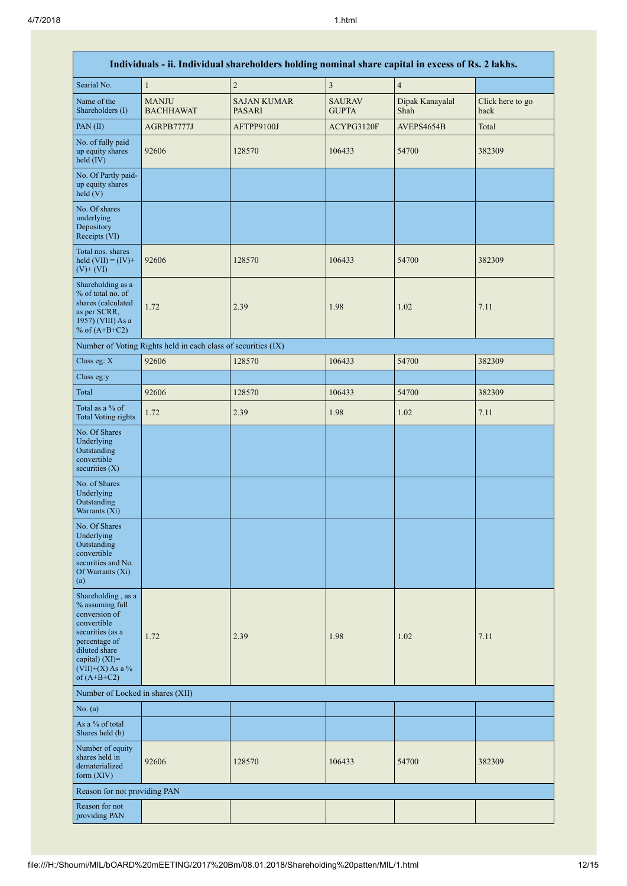| Individuals - ii. Individual shareholders holding nominal share capital in excess of Rs. 2 lakhs. | | | | | |
|---|---|---|---|---|---|
| Searial No. | 1 | 2 | 3 | 4 | |
| Name of the Shareholders (I) | MANJU BACHHAWAT | SAJAN KUMAR PASARI | SAURAV GUPTA | Dipak Kanayalal Shah | Click here to go back |
| PAN (II) | AGRPB7777J | AFTPP9100J | ACYPG3120F | AVEPS4654B | Total |
| No. of fully paid up equity shares held (IV) | 92606 | 128570 | 106433 | 54700 | 382309 |
| No. Of Partly paid-up equity shares held (V) | | | | | |
| No. Of shares underlying Depository Receipts (VI) | | | | | |
| Total nos. shares held (VII) = (IV)+ (V)+ (VI) | 92606 | 128570 | 106433 | 54700 | 382309 |
| Shareholding as a % of total no. of shares (calculated as per SCRR, 1957) (VIII) As a % of (A+B+C2) | 1.72 | 2.39 | 1.98 | 1.02 | 7.11 |
| Number of Voting Rights held in each class of securities (IX) | | | | | |
| Class eg: X | 92606 | 128570 | 106433 | 54700 | 382309 |
| Class eg:y | | | | | |
| Total | 92606 | 128570 | 106433 | 54700 | 382309 |
| Total as a % of Total Voting rights | 1.72 | 2.39 | 1.98 | 1.02 | 7.11 |
| No. Of Shares Underlying Outstanding convertible securities (X) | | | | | |
| No. of Shares Underlying Outstanding Warrants (Xi) | | | | | |
| No. Of Shares Underlying Outstanding convertible securities and No. Of Warrants (Xi) (a) | | | | | |
| Shareholding , as a % assuming full conversion of convertible securities (as a percentage of diluted share capital) (XI)= (VII)+(X) As a % of (A+B+C2) | 1.72 | 2.39 | 1.98 | 1.02 | 7.11 |
| Number of Locked in shares (XII) | | | | | |
| No. (a) | | | | | |
| As a % of total Shares held (b) | | | | | |
| Number of equity shares held in dematerialized form (XIV) | 92606 | 128570 | 106433 | 54700 | 382309 |
| Reason for not providing PAN | | | | | |
| Reason for not providing PAN | | | | | |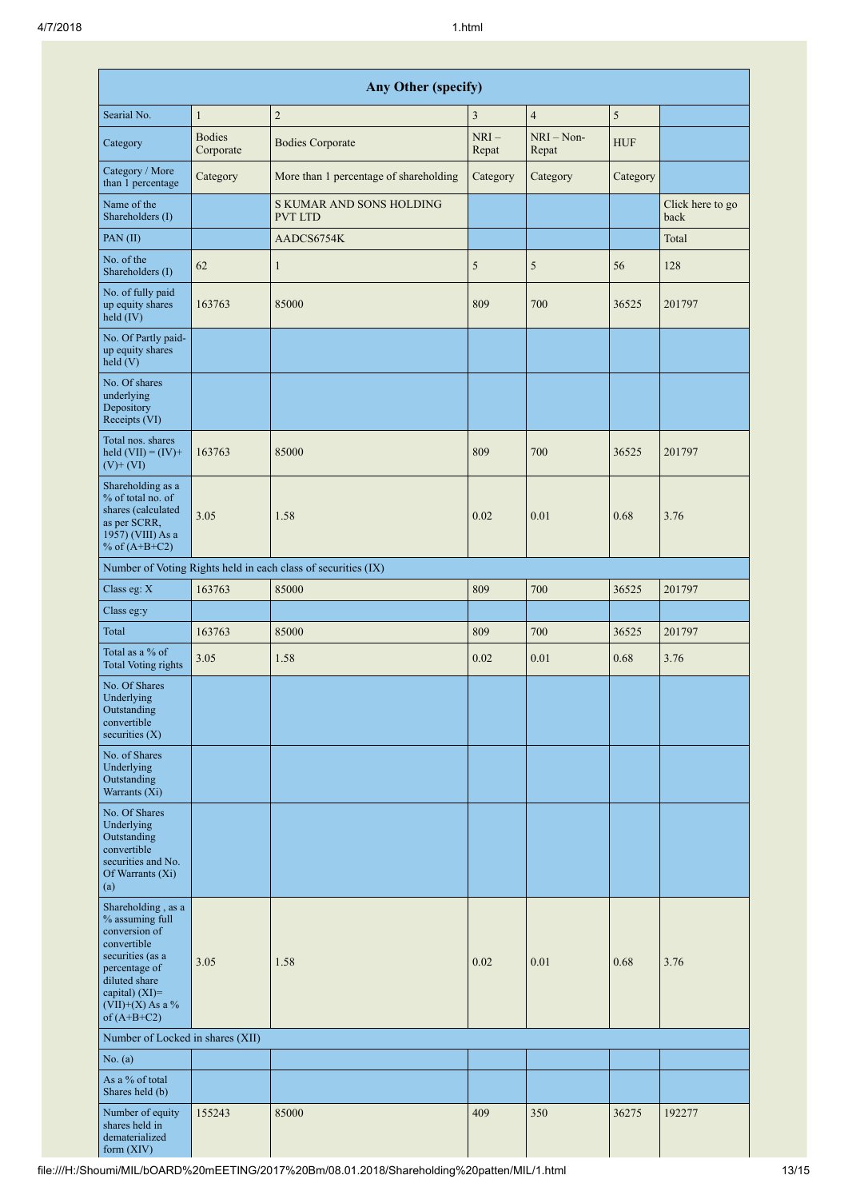| Any Other (specify) | | | | | | |
|---|---|---|---|---|---|---|
| Searial No. | 1 | 2 | 3 | 4 | 5 | |
| Category | Bodies Corporate | Bodies Corporate | NRI – Repat | NRI – Non-Repat | HUF | |
| Category / More than 1 percentage | Category | More than 1 percentage of shareholding | Category | Category | Category | |
| Name of the Shareholders (I) | | S KUMAR AND SONS HOLDING PVT LTD | | | | Click here to go back |
| PAN (II) | | AADCS6754K | | | | Total |
| No. of the Shareholders (I) | 62 | 1 | 5 | 5 | 56 | 128 |
| No. of fully paid up equity shares held (IV) | 163763 | 85000 | 809 | 700 | 36525 | 201797 |
| No. Of Partly paid-up equity shares held (V) | | | | | | |
| No. Of shares underlying Depository Receipts (VI) | | | | | | |
| Total nos. shares held (VII) = (IV)+ (V)+ (VI) | 163763 | 85000 | 809 | 700 | 36525 | 201797 |
| Shareholding as a % of total no. of shares (calculated as per SCRR, 1957) (VIII) As a % of (A+B+C2) | 3.05 | 1.58 | 0.02 | 0.01 | 0.68 | 3.76 |
| Number of Voting Rights held in each class of securities (IX) | | | | | | |
| Class eg: X | 163763 | 85000 | 809 | 700 | 36525 | 201797 |
| Class eg:y | | | | | | |
| Total | 163763 | 85000 | 809 | 700 | 36525 | 201797 |
| Total as a % of Total Voting rights | 3.05 | 1.58 | 0.02 | 0.01 | 0.68 | 3.76 |
| No. Of Shares Underlying Outstanding convertible securities (X) | | | | | | |
| No. of Shares Underlying Outstanding Warrants (Xi) | | | | | | |
| No. Of Shares Underlying Outstanding convertible securities and No. Of Warrants (Xi) (a) | | | | | | |
| Shareholding , as a % assuming full conversion of convertible securities (as a percentage of diluted share capital) (XI)= (VII)+(X) As a % of (A+B+C2) | 3.05 | 1.58 | 0.02 | 0.01 | 0.68 | 3.76 |
| Number of Locked in shares (XII) | | | | | | |
| No. (a) | | | | | | |
| As a % of total Shares held (b) | | | | | | |
| Number of equity shares held in dematerialized form (XIV) | 155243 | 85000 | 409 | 350 | 36275 | 192277 |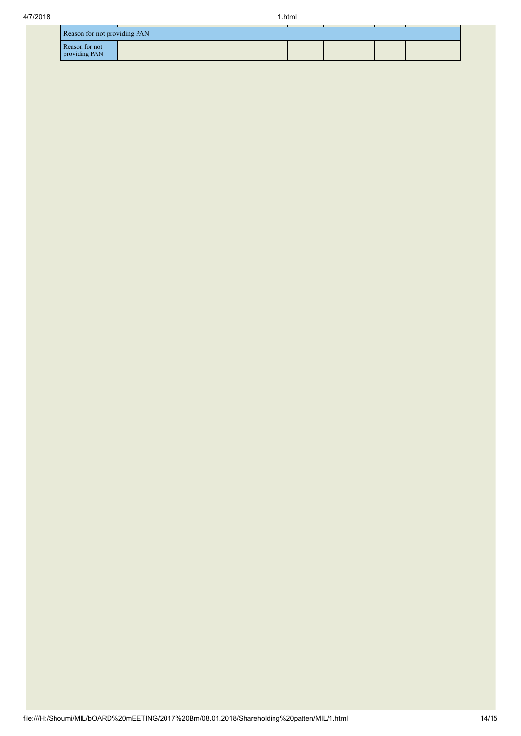| Reason for not providing PAN | | | | | | |
|---|---|---|---|---|---|---|
| Reason for not providing PAN | | | | | | |